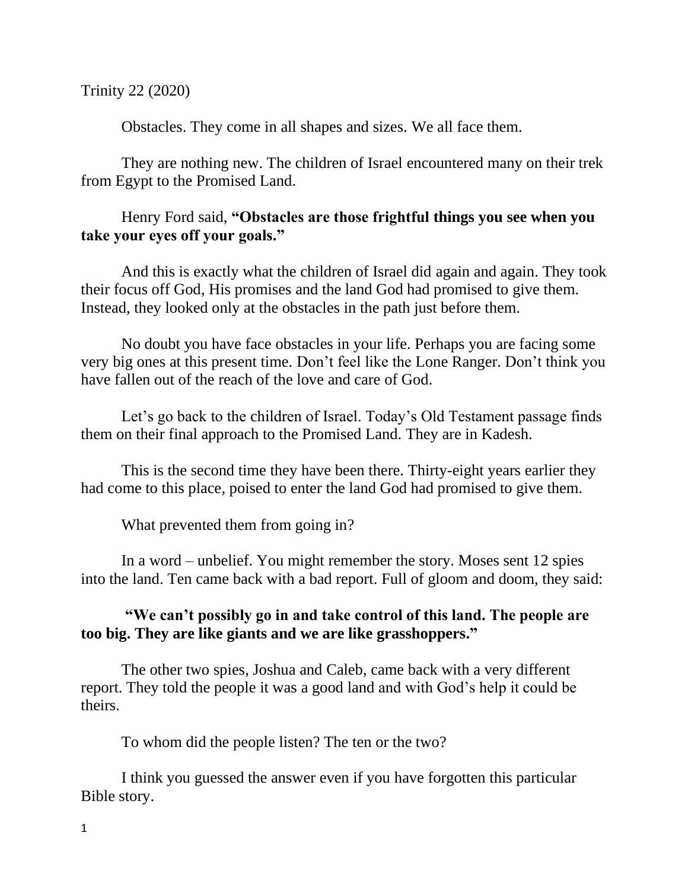Trinity 22 (2020)

Obstacles. They come in all shapes and sizes. We all face them.

They are nothing new. The children of Israel encountered many on their trek from Egypt to the Promised Land.

Henry Ford said, **"Obstacles are those frightful things you see when you take your eyes off your goals."**

And this is exactly what the children of Israel did again and again. They took their focus off God, His promises and the land God had promised to give them. Instead, they looked only at the obstacles in the path just before them.

No doubt you have face obstacles in your life. Perhaps you are facing some very big ones at this present time. Don't feel like the Lone Ranger. Don't think you have fallen out of the reach of the love and care of God.

Let's go back to the children of Israel. Today's Old Testament passage finds them on their final approach to the Promised Land. They are in Kadesh.

This is the second time they have been there. Thirty-eight years earlier they had come to this place, poised to enter the land God had promised to give them.

What prevented them from going in?

In a word – unbelief. You might remember the story. Moses sent 12 spies into the land. Ten came back with a bad report. Full of gloom and doom, they said:

**"We can't possibly go in and take control of this land. The people are too big. They are like giants and we are like grasshoppers."**

The other two spies, Joshua and Caleb, came back with a very different report. They told the people it was a good land and with God's help it could be theirs.

To whom did the people listen? The ten or the two?

I think you guessed the answer even if you have forgotten this particular Bible story.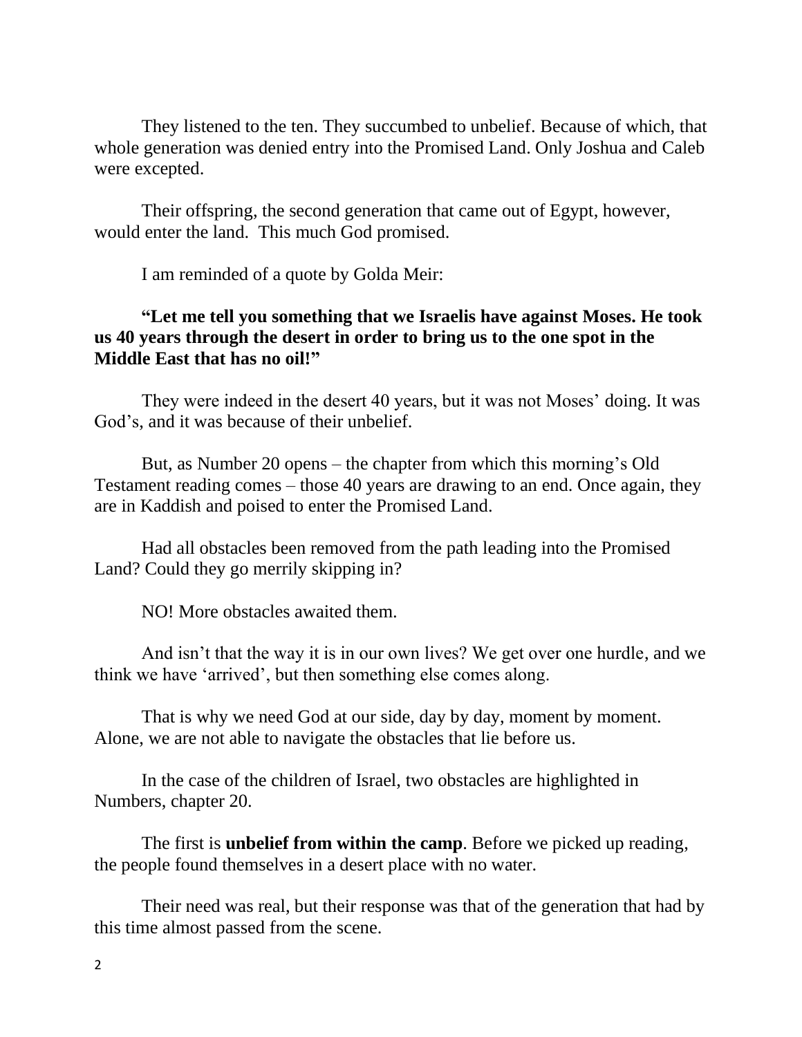They listened to the ten. They succumbed to unbelief. Because of which, that whole generation was denied entry into the Promised Land. Only Joshua and Caleb were excepted.

Their offspring, the second generation that came out of Egypt, however, would enter the land. This much God promised.

I am reminded of a quote by Golda Meir:

**"Let me tell you something that we Israelis have against Moses. He took us 40 years through the desert in order to bring us to the one spot in the Middle East that has no oil!"**

They were indeed in the desert 40 years, but it was not Moses' doing. It was God's, and it was because of their unbelief.

But, as Number 20 opens – the chapter from which this morning's Old Testament reading comes – those 40 years are drawing to an end. Once again, they are in Kaddish and poised to enter the Promised Land.

Had all obstacles been removed from the path leading into the Promised Land? Could they go merrily skipping in?

NO! More obstacles awaited them.

And isn't that the way it is in our own lives? We get over one hurdle, and we think we have 'arrived', but then something else comes along.

That is why we need God at our side, day by day, moment by moment. Alone, we are not able to navigate the obstacles that lie before us.

In the case of the children of Israel, two obstacles are highlighted in Numbers, chapter 20.

The first is **unbelief from within the camp**. Before we picked up reading, the people found themselves in a desert place with no water.

Their need was real, but their response was that of the generation that had by this time almost passed from the scene.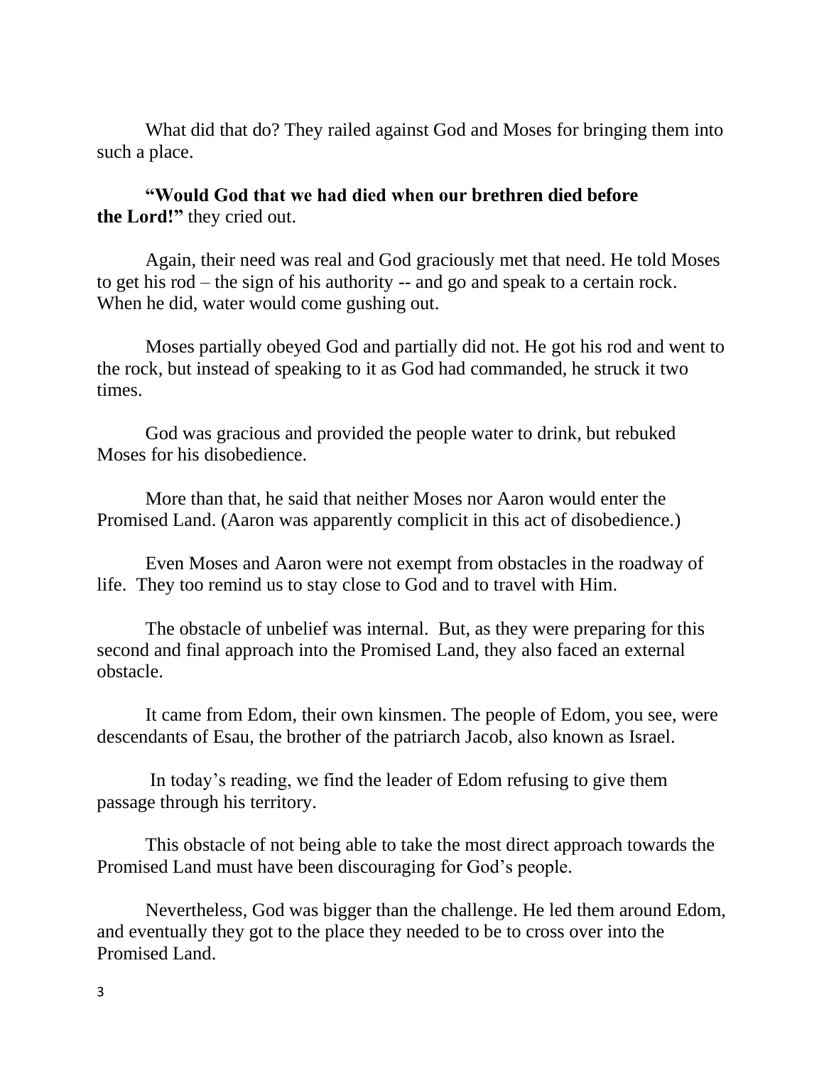What did that do? They railed against God and Moses for bringing them into such a place.

**"Would God that we had died when our brethren died before the Lord!"** they cried out.

Again, their need was real and God graciously met that need. He told Moses to get his rod – the sign of his authority -- and go and speak to a certain rock. When he did, water would come gushing out.

Moses partially obeyed God and partially did not. He got his rod and went to the rock, but instead of speaking to it as God had commanded, he struck it two times.

God was gracious and provided the people water to drink, but rebuked Moses for his disobedience.

More than that, he said that neither Moses nor Aaron would enter the Promised Land. (Aaron was apparently complicit in this act of disobedience.)

Even Moses and Aaron were not exempt from obstacles in the roadway of life. They too remind us to stay close to God and to travel with Him.

The obstacle of unbelief was internal. But, as they were preparing for this second and final approach into the Promised Land, they also faced an external obstacle.

It came from Edom, their own kinsmen. The people of Edom, you see, were descendants of Esau, the brother of the patriarch Jacob, also known as Israel.

In today's reading, we find the leader of Edom refusing to give them passage through his territory.

This obstacle of not being able to take the most direct approach towards the Promised Land must have been discouraging for God's people.

Nevertheless, God was bigger than the challenge. He led them around Edom, and eventually they got to the place they needed to be to cross over into the Promised Land.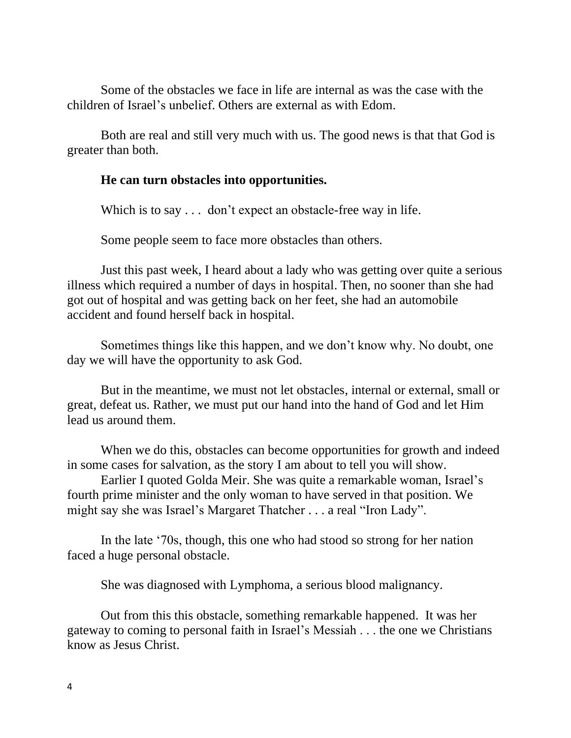Some of the obstacles we face in life are internal as was the case with the children of Israel's unbelief. Others are external as with Edom.

Both are real and still very much with us. The good news is that that God is greater than both.

**He can turn obstacles into opportunities.**

Which is to say . . . don't expect an obstacle-free way in life.

Some people seem to face more obstacles than others.

Just this past week, I heard about a lady who was getting over quite a serious illness which required a number of days in hospital. Then, no sooner than she had got out of hospital and was getting back on her feet, she had an automobile accident and found herself back in hospital.

Sometimes things like this happen, and we don't know why. No doubt, one day we will have the opportunity to ask God.

But in the meantime, we must not let obstacles, internal or external, small or great, defeat us. Rather, we must put our hand into the hand of God and let Him lead us around them.

When we do this, obstacles can become opportunities for growth and indeed in some cases for salvation, as the story I am about to tell you will show.

Earlier I quoted Golda Meir. She was quite a remarkable woman, Israel's fourth prime minister and the only woman to have served in that position. We might say she was Israel's Margaret Thatcher . . . a real "Iron Lady".

In the late '70s, though, this one who had stood so strong for her nation faced a huge personal obstacle.

She was diagnosed with Lymphoma, a serious blood malignancy.

Out from this this obstacle, something remarkable happened. It was her gateway to coming to personal faith in Israel's Messiah . . . the one we Christians know as Jesus Christ.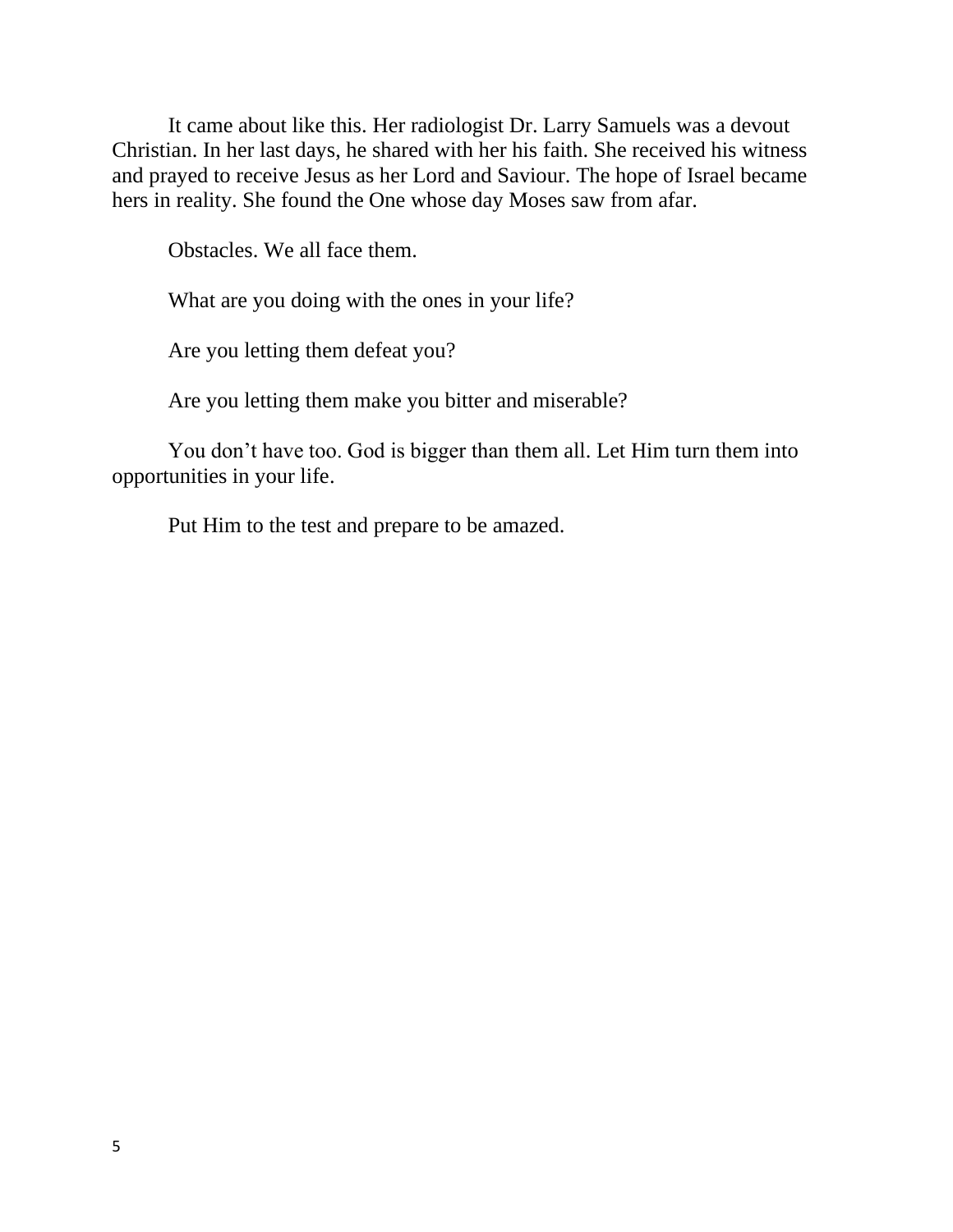It came about like this. Her radiologist Dr. Larry Samuels was a devout Christian. In her last days, he shared with her his faith. She received his witness and prayed to receive Jesus as her Lord and Saviour. The hope of Israel became hers in reality. She found the One whose day Moses saw from afar.

Obstacles. We all face them.

What are you doing with the ones in your life?

Are you letting them defeat you?

Are you letting them make you bitter and miserable?

You don't have too. God is bigger than them all. Let Him turn them into opportunities in your life.

Put Him to the test and prepare to be amazed.